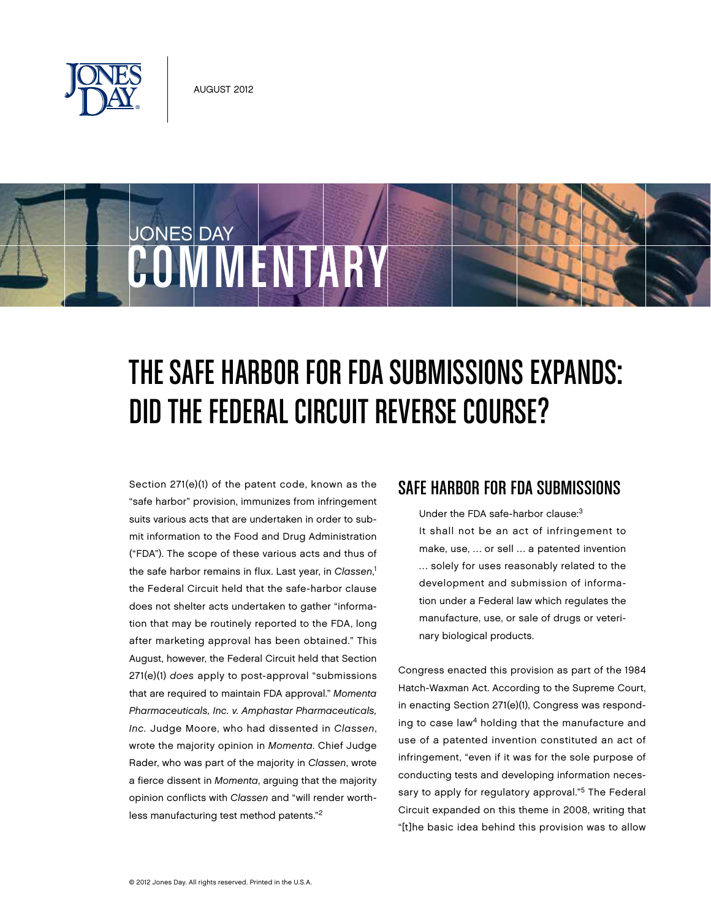# THE SAFE HARBOR FOR FDA SUBMISSIONS EXPANDS: DID THE FEDERAL CIRCUIT REVERSE COURSE?

Section 271(e)(1) of the patent code, known as the "safe harbor" provision, immunizes from infringement suits various acts that are undertaken in order to submit information to the Food and Drug Administration ("FDA"). The scope of these various acts and thus of the safe harbor remains in flux. Last year, in *Classen*,[1] the Federal Circuit held that the safe-harbor clause does not shelter acts undertaken to gather "information that may be routinely reported to the FDA, long after marketing approval has been obtained." This August, however, the Federal Circuit held that Section 271(e)(1) *does* apply to post-approval "submissions that are required to maintain FDA approval." *Momenta Pharmaceuticals, Inc. v. Amphastar Pharmaceuticals, Inc.* Judge Moore, who had dissented in *Classen*, wrote the majority opinion in *Momenta*. Chief Judge Rader, who was part of the majority in *Classen*, wrote a fierce dissent in *Momenta*, arguing that the majority opinion conflicts with *Classen* and "will render worthless manufacturing test method patents."[2]

## SAFE HARBOR FOR FDA SUBMISSIONS

> Under the FDA safe-harbor clause:[3]
> It shall not be an act of infringement to make, use, ... or sell ... a patented invention ... solely for uses reasonably related to the development and submission of information under a Federal law which regulates the manufacture, use, or sale of drugs or veterinary biological products.

Congress enacted this provision as part of the 1984 Hatch-Waxman Act. According to the Supreme Court, in enacting Section 271(e)(1), Congress was responding to case law[4] holding that the manufacture and use of a patented invention constituted an act of infringement, "even if it was for the sole purpose of conducting tests and developing information necessary to apply for regulatory approval."[5] The Federal Circuit expanded on this theme in 2008, writing that "[t]he basic idea behind this provision was to allow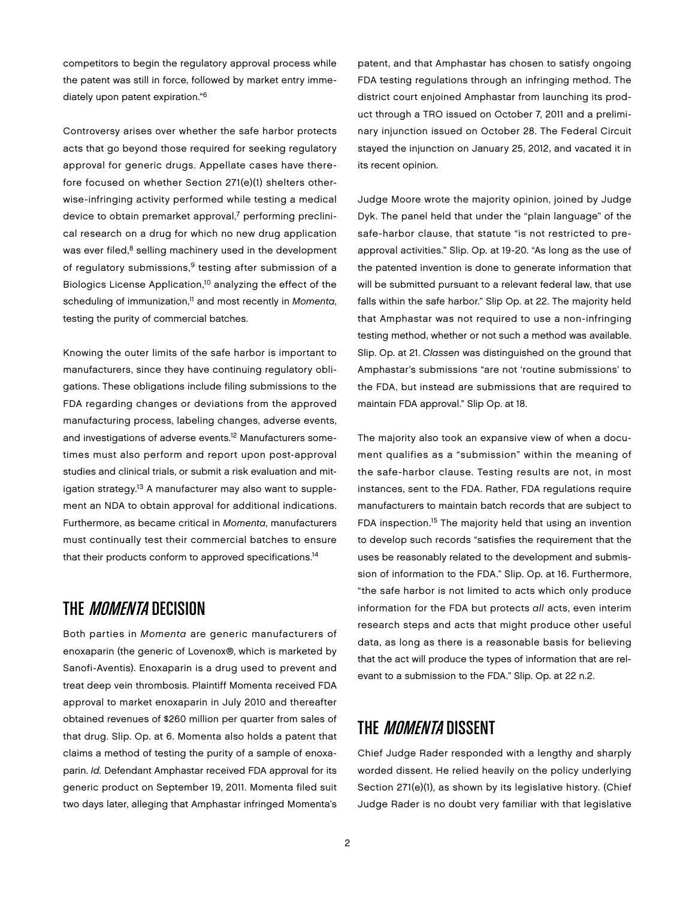competitors to begin the regulatory approval process while the patent was still in force, followed by market entry immediately upon patent expiration."[6]

Controversy arises over whether the safe harbor protects acts that go beyond those required for seeking regulatory approval for generic drugs. Appellate cases have therefore focused on whether Section 271(e)(1) shelters otherwise-infringing activity performed while testing a medical device to obtain premarket approval,[7] performing preclinical research on a drug for which no new drug application was ever filed,[8] selling machinery used in the development of regulatory submissions,[9] testing after submission of a Biologics License Application,[10] analyzing the effect of the scheduling of immunization,[11] and most recently in *Momenta*, testing the purity of commercial batches.

Knowing the outer limits of the safe harbor is important to manufacturers, since they have continuing regulatory obligations. These obligations include filing submissions to the FDA regarding changes or deviations from the approved manufacturing process, labeling changes, adverse events, and investigations of adverse events.[12] Manufacturers sometimes must also perform and report upon post-approval studies and clinical trials, or submit a risk evaluation and mitigation strategy.[13] A manufacturer may also want to supplement an NDA to obtain approval for additional indications. Furthermore, as became critical in *Momenta*, manufacturers must continually test their commercial batches to ensure that their products conform to approved specifications.[14]

## THE *MOMENTA* DECISION

Both parties in *Momenta* are generic manufacturers of enoxaparin (the generic of Lovenox®, which is marketed by Sanofi-Aventis). Enoxaparin is a drug used to prevent and treat deep vein thrombosis. Plaintiff Momenta received FDA approval to market enoxaparin in July 2010 and thereafter obtained revenues of $260 million per quarter from sales of that drug. Slip. Op. at 6. Momenta also holds a patent that claims a method of testing the purity of a sample of enoxaparin. *Id.* Defendant Amphastar received FDA approval for its generic product on September 19, 2011. Momenta filed suit two days later, alleging that Amphastar infringed Momenta's patent, and that Amphastar has chosen to satisfy ongoing FDA testing regulations through an infringing method. The district court enjoined Amphastar from launching its product through a TRO issued on October 7, 2011 and a preliminary injunction issued on October 28. The Federal Circuit stayed the injunction on January 25, 2012, and vacated it in its recent opinion.

Judge Moore wrote the majority opinion, joined by Judge Dyk. The panel held that under the "plain language" of the safe-harbor clause, that statute "is not restricted to pre-approval activities." Slip. Op. at 19-20. "As long as the use of the patented invention is done to generate information that will be submitted pursuant to a relevant federal law, that use falls within the safe harbor." Slip Op. at 22. The majority held that Amphastar was not required to use a non-infringing testing method, whether or not such a method was available. Slip. Op. at 21. *Classen* was distinguished on the ground that Amphastar's submissions "are not 'routine submissions' to the FDA, but instead are submissions that are required to maintain FDA approval." Slip Op. at 18.

The majority also took an expansive view of when a document qualifies as a "submission" within the meaning of the safe-harbor clause. Testing results are not, in most instances, sent to the FDA. Rather, FDA regulations require manufacturers to maintain batch records that are subject to FDA inspection.[15] The majority held that using an invention to develop such records "satisfies the requirement that the uses be reasonably related to the development and submission of information to the FDA." Slip. Op. at 16. Furthermore, "the safe harbor is not limited to acts which only produce information for the FDA but protects *all* acts, even interim research steps and acts that might produce other useful data, as long as there is a reasonable basis for believing that the act will produce the types of information that are relevant to a submission to the FDA." Slip. Op. at 22 n.2.

## THE *MOMENTA* DISSENT

Chief Judge Rader responded with a lengthy and sharply worded dissent. He relied heavily on the policy underlying Section 271(e)(1), as shown by its legislative history. (Chief Judge Rader is no doubt very familiar with that legislative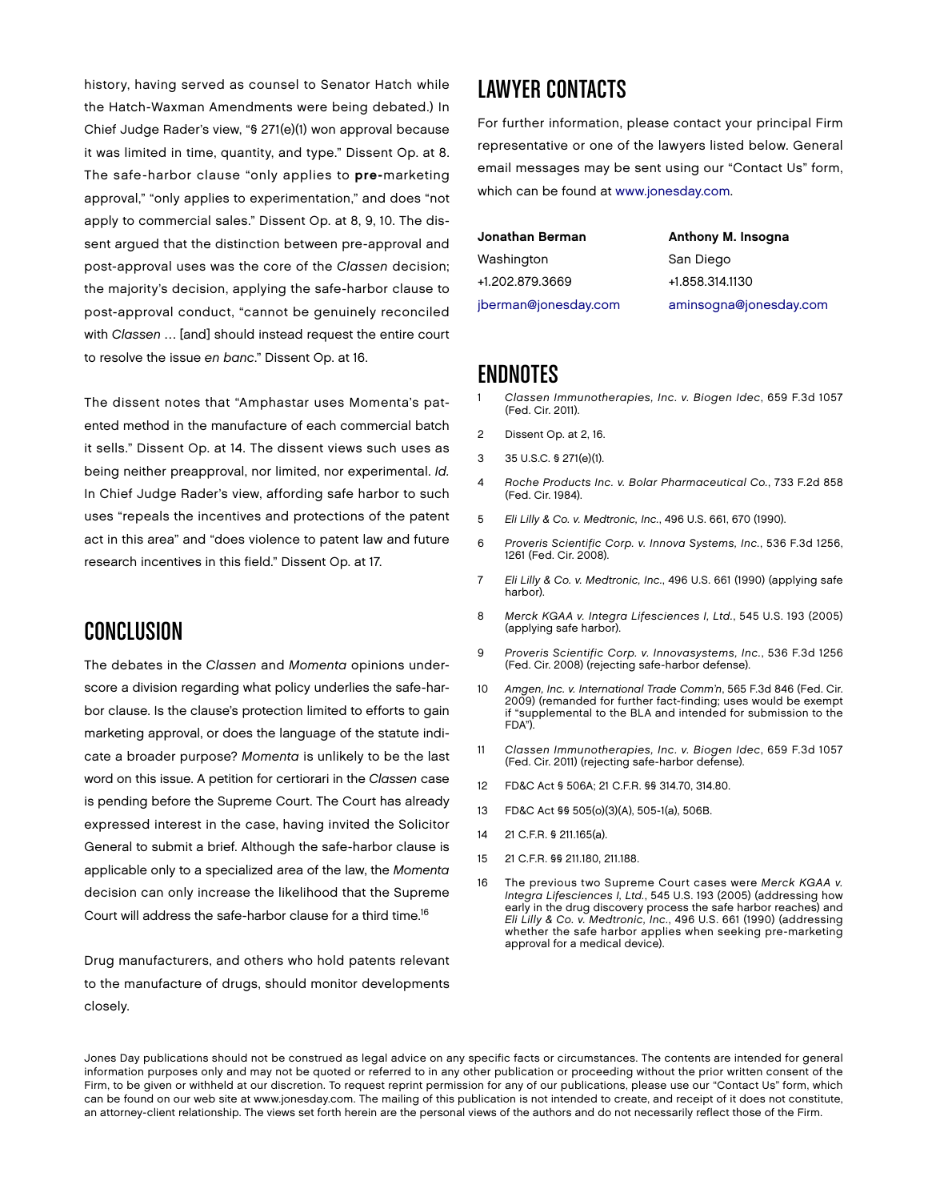history, having served as counsel to Senator Hatch while the Hatch-Waxman Amendments were being debated.) In Chief Judge Rader's view, "§ 271(e)(1) won approval because it was limited in time, quantity, and type." Dissent Op. at 8. The safe-harbor clause "only applies to **pre-**marketing approval," "only applies to experimentation," and does "not apply to commercial sales." Dissent Op. at 8, 9, 10. The dissent argued that the distinction between pre-approval and post-approval uses was the core of the *Classen* decision; the majority's decision, applying the safe-harbor clause to post-approval conduct, "cannot be genuinely reconciled with *Classen* … [and] should instead request the entire court to resolve the issue *en banc*." Dissent Op. at 16.

The dissent notes that "Amphastar uses Momenta's patented method in the manufacture of each commercial batch it sells." Dissent Op. at 14. The dissent views such uses as being neither preapproval, nor limited, nor experimental. *Id.* In Chief Judge Rader's view, affording safe harbor to such uses "repeals the incentives and protections of the patent act in this area" and "does violence to patent law and future research incentives in this field." Dissent Op. at 17.

## CONCLUSION

The debates in the *Classen* and *Momenta* opinions underscore a division regarding what policy underlies the safe-harbor clause. Is the clause's protection limited to efforts to gain marketing approval, or does the language of the statute indicate a broader purpose? *Momenta* is unlikely to be the last word on this issue. A petition for certiorari in the *Classen* case is pending before the Supreme Court. The Court has already expressed interest in the case, having invited the Solicitor General to submit a brief. Although the safe-harbor clause is applicable only to a specialized area of the law, the *Momenta* decision can only increase the likelihood that the Supreme Court will address the safe-harbor clause for a third time.[16]

Drug manufacturers, and others who hold patents relevant to the manufacture of drugs, should monitor developments closely.

## LAWYER CONTACTS

For further information, please contact your principal Firm representative or one of the lawyers listed below. General email messages may be sent using our "Contact Us" form, which can be found at www.jonesday.com.

**Jonathan Berman**
Washington
+1.202.879.3669
jberman@jonesday.com

**Anthony M. Insogna**
San Diego
+1.858.314.1130
aminsogna@jonesday.com

## ENDNOTES

1. *Classen Immunotherapies, Inc. v. Biogen Idec*, 659 F.3d 1057 (Fed. Cir. 2011).
2. Dissent Op. at 2, 16.
3. 35 U.S.C. § 271(e)(1).
4. *Roche Products Inc. v. Bolar Pharmaceutical Co.*, 733 F.2d 858 (Fed. Cir. 1984).
5. *Eli Lilly & Co. v. Medtronic, Inc.*, 496 U.S. 661, 670 (1990).
6. *Proveris Scientific Corp. v. Innova Systems, Inc.*, 536 F.3d 1256, 1261 (Fed. Cir. 2008).
7. *Eli Lilly & Co. v. Medtronic, Inc.*, 496 U.S. 661 (1990) (applying safe harbor).
8. *Merck KGAA v. Integra Lifesciences I, Ltd.*, 545 U.S. 193 (2005) (applying safe harbor).
9. *Proveris Scientific Corp. v. Innovasystems, Inc.*, 536 F.3d 1256 (Fed. Cir. 2008) (rejecting safe-harbor defense).
10. *Amgen, Inc. v. International Trade Comm'n*, 565 F.3d 846 (Fed. Cir. 2009) (remanded for further fact-finding; uses would be exempt if "supplemental to the BLA and intended for submission to the FDA").
11. *Classen Immunotherapies, Inc. v. Biogen Idec*, 659 F.3d 1057 (Fed. Cir. 2011) (rejecting safe-harbor defense).
12. FD&C Act § 506A; 21 C.F.R. §§ 314.70, 314.80.
13. FD&C Act §§ 505(o)(3)(A), 505-1(a), 506B.
14. 21 C.F.R. § 211.165(a).
15. 21 C.F.R. §§ 211.180, 211.188.
16. The previous two Supreme Court cases were *Merck KGAA v. Integra Lifesciences I, Ltd.*, 545 U.S. 193 (2005) (addressing how early in the drug discovery process the safe harbor reaches) and *Eli Lilly & Co. v. Medtronic, Inc.*, 496 U.S. 661 (1990) (addressing whether the safe harbor applies when seeking pre-marketing approval for a medical device).

Jones Day publications should not be construed as legal advice on any specific facts or circumstances. The contents are intended for general information purposes only and may not be quoted or referred to in any other publication or proceeding without the prior written consent of the Firm, to be given or withheld at our discretion. To request reprint permission for any of our publications, please use our "Contact Us" form, which can be found on our web site at www.jonesday.com. The mailing of this publication is not intended to create, and receipt of it does not constitute, an attorney-client relationship. The views set forth herein are the personal views of the authors and do not necessarily reflect those of the Firm.